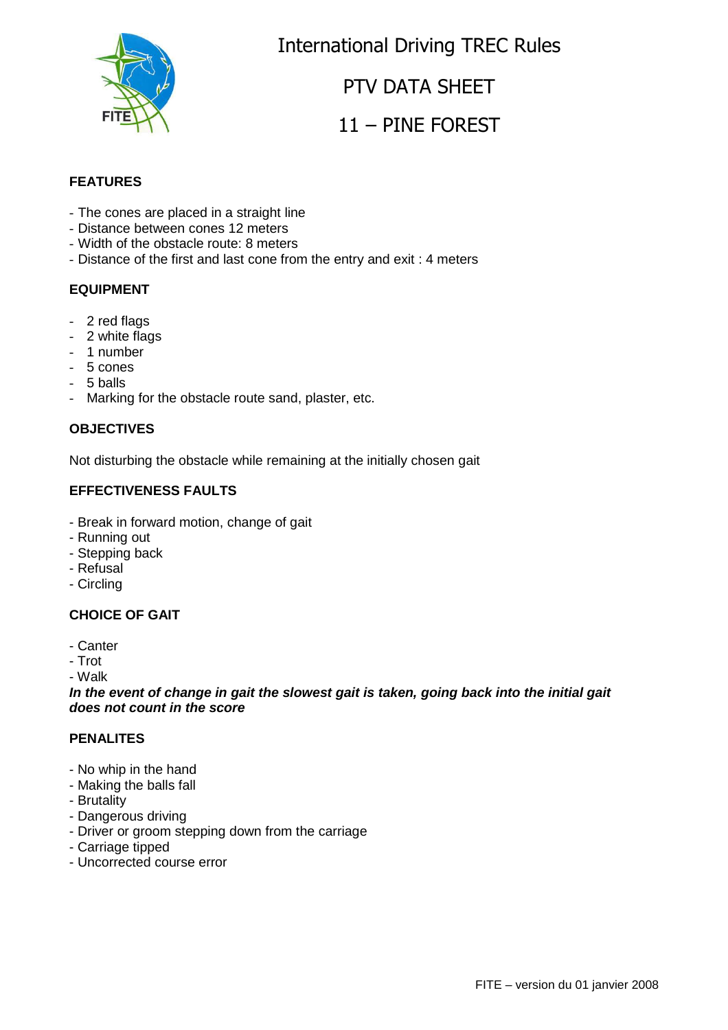# International Driving TREC Rules

## PTV DATA SHEET

## 11 – PINE FOREST

### FEATURES

- The cones are placed in a straight line
- Distance between cones 12 meters
- Width of the obstacle route: 8 meters
- Distance of the first and last cone from the entry and exit : 4 meters

### EQUIPMENT

- 2 red flags
- 2 white flags
- 1 number
- 5 cones
- 5 balls
- Marking for the obstacle route sand, plaster, etc.

### OBJECTIVES

Not disturbing the obstacle while remaining at the initially chosen gait

### EFFECTIVENESS FAULTS

- Break in forward motion, change of gait
- Running out
- Stepping back
- Refusal
- Circling

### CHOICE OF GAIT

- Canter
- Trot
- Walk

***In the event of change in gait the slowest gait is taken, going back into the initial gait does not count in the score***

### PENALITES

- No whip in the hand
- Making the balls fall
- Brutality
- Dangerous driving
- Driver or groom stepping down from the carriage
- Carriage tipped
- Uncorrected course error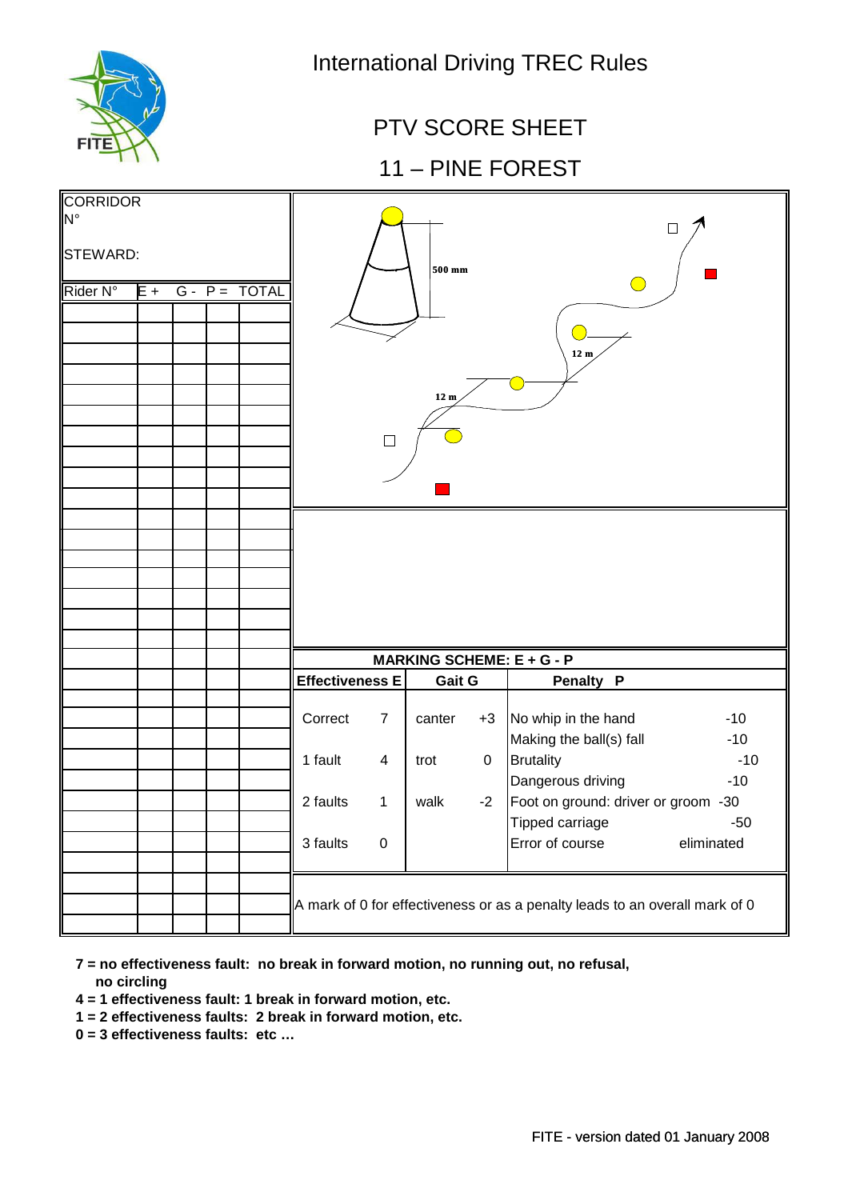International Driving TREC Rules

# PTV SCORE SHEET

## 11 – PINE FOREST

CORRIDOR N°

STEWARD:

| Rider N° | E + | G - | P = | TOTAL |
|---|---|---|---|---|
| | | | | |
| | | | | |
| | | | | |
| | | | | |
| | | | | |
| | | | | |
| | | | | |
| | | | | |
| | | | | |
| | | | | |
| | | | | |
| | | | | |
| | | | | |
| | | | | |
| | | | | |
| | | | | |
| | | | | |
| | | | | |
| | | | | |
| | | | | |
| | | | | |
| | | | | |
| | | | | |
| | | | | |
| | | | | |
| | | | | |
| | | | | |
| | | | | |
| | | | | |
| | | | | |
| | | | | |

500 mm

12 m

12 m

**MARKING SCHEME: E + G - P**

| Effectiveness E | | Gait G | | Penalty P | |
|---|---|---|---|---|---|
| Correct | 7 | canter | +3 | No whip in the hand | -10 |
| | | | | Making the ball(s) fall | -10 |
| 1 fault | 4 | trot | 0 | Brutality | -10 |
| | | | | Dangerous driving | -10 |
| 2 faults | 1 | walk | -2 | Foot on ground: driver or groom | -30 |
| | | | | Tipped carriage | -50 |
| 3 faults | 0 | | | Error of course | eliminated |

A mark of 0 for effectiveness or as a penalty leads to an overall mark of 0

**7 = no effectiveness fault: no break in forward motion, no running out, no refusal, no circling**
**4 = 1 effectiveness fault: 1 break in forward motion, etc.**
**1 = 2 effectiveness faults: 2 break in forward motion, etc.**
**0 = 3 effectiveness faults: etc …**

FITE - version dated 01 January 2008